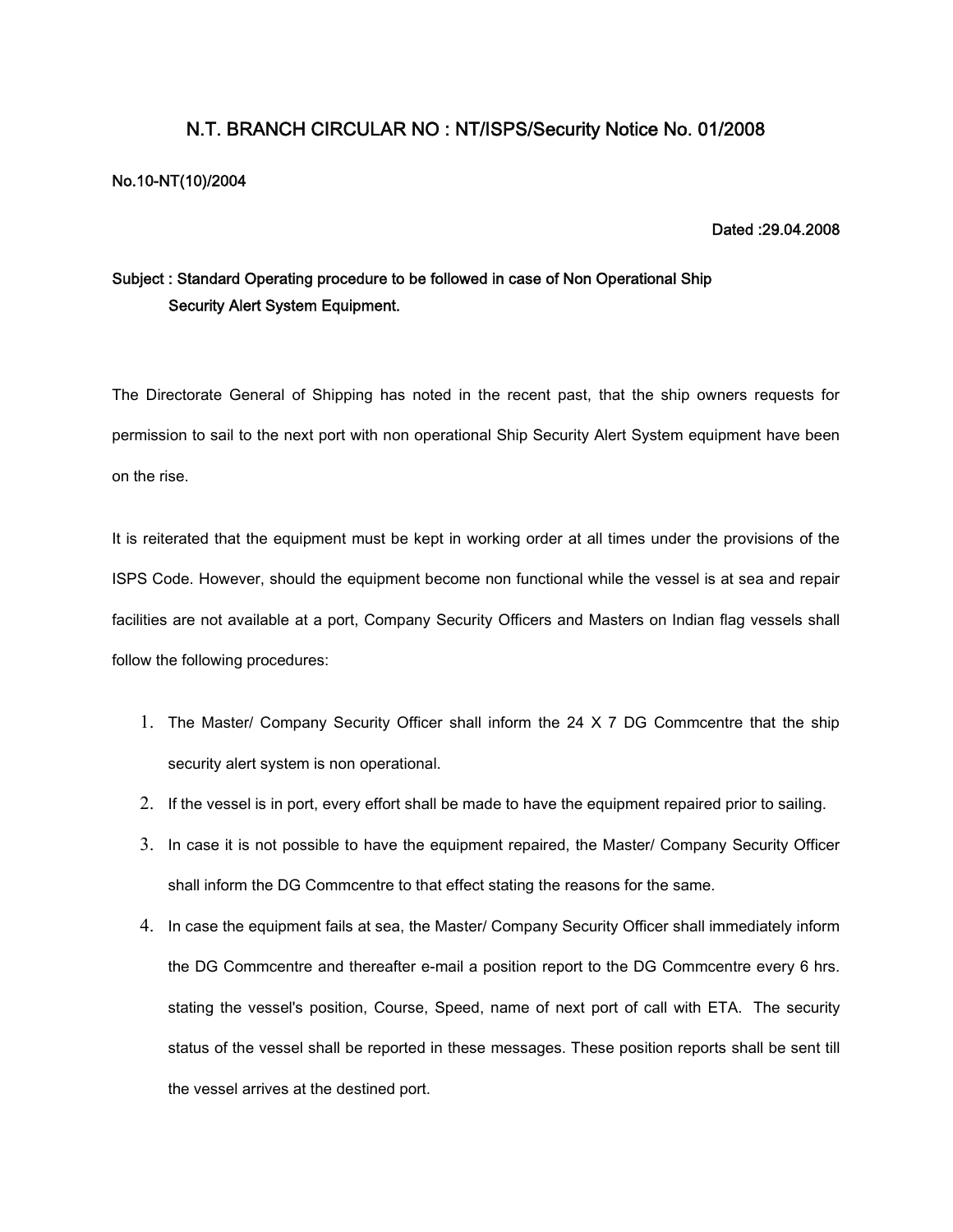# N.T. BRANCH CIRCULAR NO : NT/ISPS/Security Notice No. 01/2008

**No.10-NT(10)/2004**

**Dated :29.04.2008**

**Subject : Standard Operating procedure to be followed in case of Non Operational Ship Security Alert System Equipment.**

The Directorate General of Shipping has noted in the recent past, that the ship owners requests for permission to sail to the next port with non operational Ship Security Alert System equipment have been on the rise.

It is reiterated that the equipment must be kept in working order at all times under the provisions of the ISPS Code. However, should the equipment become non functional while the vessel is at sea and repair facilities are not available at a port, Company Security Officers and Masters on Indian flag vessels shall follow the following procedures:

1. The Master/ Company Security Officer shall inform the 24 X 7 DG Commcentre that the ship security alert system is non operational.
2. If the vessel is in port, every effort shall be made to have the equipment repaired prior to sailing.
3. In case it is not possible to have the equipment repaired, the Master/ Company Security Officer shall inform the DG Commcentre to that effect stating the reasons for the same.
4. In case the equipment fails at sea, the Master/ Company Security Officer shall immediately inform the DG Commcentre and thereafter e-mail a position report to the DG Commcentre every 6 hrs. stating the vessel's position, Course, Speed, name of next port of call with ETA. The security status of the vessel shall be reported in these messages. These position reports shall be sent till the vessel arrives at the destined port.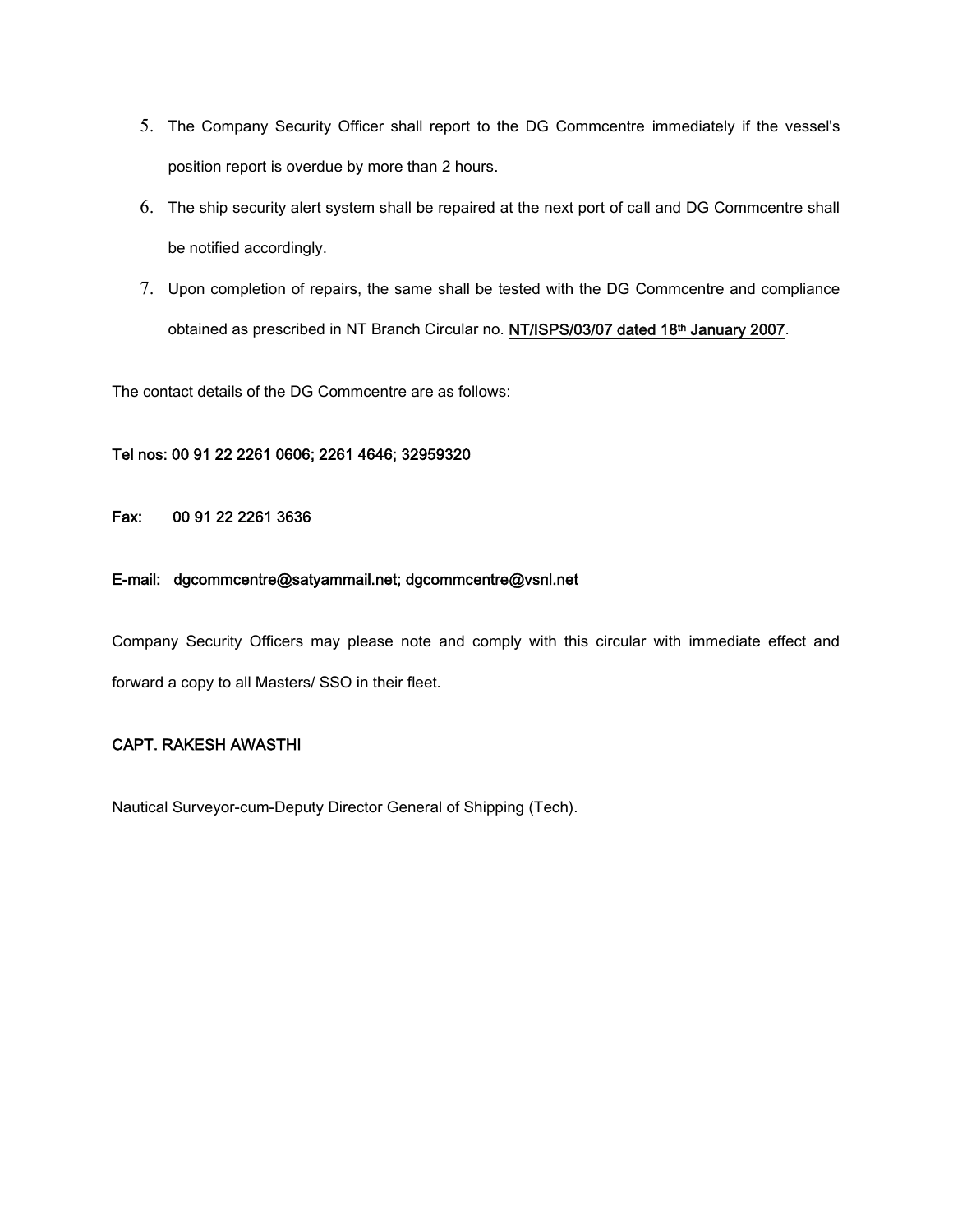5. The Company Security Officer shall report to the DG Commcentre immediately if the vessel's position report is overdue by more than 2 hours.
6. The ship security alert system shall be repaired at the next port of call and DG Commcentre shall be notified accordingly.
7. Upon completion of repairs, the same shall be tested with the DG Commcentre and compliance obtained as prescribed in NT Branch Circular no. NT/ISPS/03/07 dated 18th January 2007.

The contact details of the DG Commcentre are as follows:

Tel nos: 00 91 22 2261 0606; 2261 4646; 32959320

Fax: 00 91 22 2261 3636

E-mail: dgcommcentre@satyammail.net; dgcommcentre@vsnl.net

Company Security Officers may please note and comply with this circular with immediate effect and forward a copy to all Masters/ SSO in their fleet.

CAPT. RAKESH AWASTHI

Nautical Surveyor-cum-Deputy Director General of Shipping (Tech).